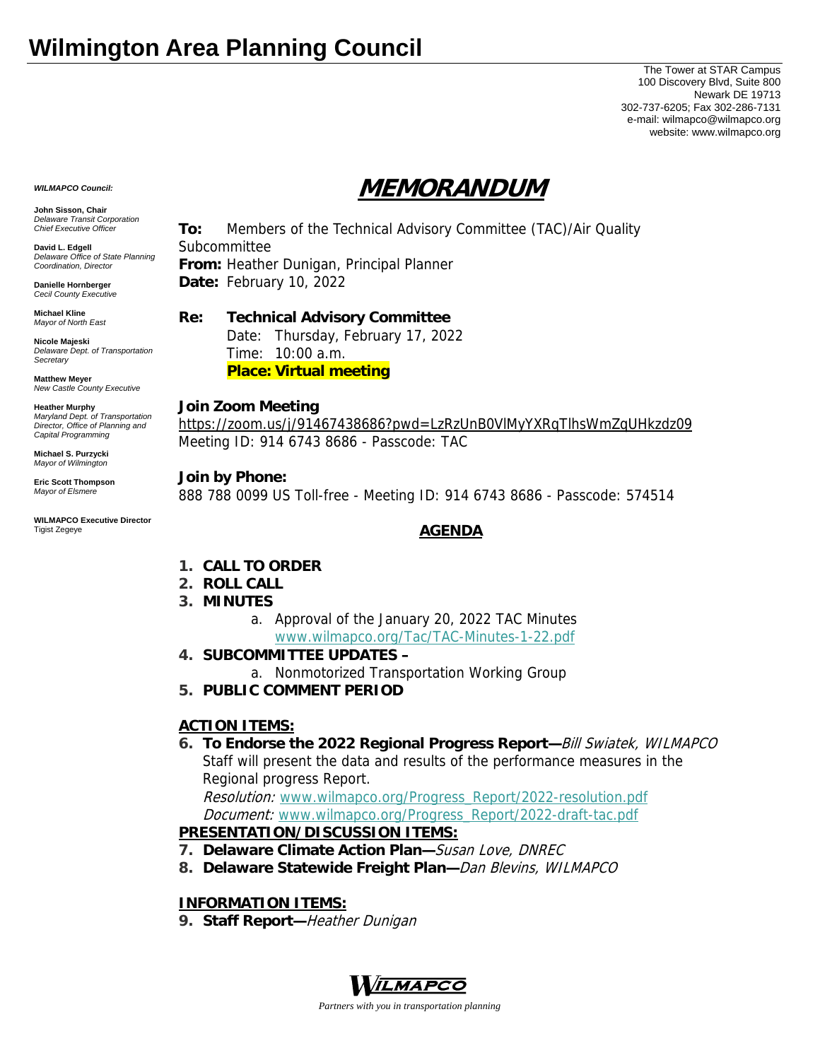# Wilmington Area Planning Council

The Tower at STAR Campus
100 Discovery Blvd, Suite 800
Newark DE 19713
302-737-6205; Fax 302-286-7131
e-mail: wilmapco@wilmapco.org
website: www.wilmapco.org

***WILMAPCO Council:***

**John Sisson, Chair**
*Delaware Transit Corporation Chief Executive Officer*

**David L. Edgell**
*Delaware Office of State Planning Coordination, Director*

**Danielle Hornberger**
*Cecil County Executive*

**Michael Kline**
*Mayor of North East*

**Nicole Majeski**
*Delaware Dept. of Transportation Secretary*

**Matthew Meyer**
*New Castle County Executive*

**Heather Murphy**
*Maryland Dept. of Transportation Director, Office of Planning and Capital Programming*

**Michael S. Purzycki**
*Mayor of Wilmington*

**Eric Scott Thompson**
*Mayor of Elsmere*

**WILMAPCO Executive Director**
Tigist Zegeye

## MEMORANDUM

**To:** Members of the Technical Advisory Committee (TAC)/Air Quality Subcommittee
**From:** Heather Dunigan, Principal Planner
**Date:** February 10, 2022

**Re: Technical Advisory Committee**
Date: Thursday, February 17, 2022
Time: 10:00 a.m.
**Place: Virtual meeting**

**Join Zoom Meeting**
https://zoom.us/j/91467438686?pwd=LzRzUnB0VlMyYXRqTlhsWmZqUHkzdz09
Meeting ID: 914 6743 8686 - Passcode: TAC

**Join by Phone:**
888 788 0099 US Toll-free - Meeting ID: 914 6743 8686 - Passcode: 574514

**AGENDA**

1. **CALL TO ORDER**
2. **ROLL CALL**
3. **MINUTES**
   a. Approval of the January 20, 2022 TAC Minutes
   www.wilmapco.org/Tac/TAC-Minutes-1-22.pdf
4. **SUBCOMMITTEE UPDATES –**
   a. Nonmotorized Transportation Working Group
5. **PUBLIC COMMENT PERIOD**

**ACTION ITEMS:**

6. **To Endorse the 2022 Regional Progress Report—***Bill Swiatek, WILMAPCO*
   Staff will present the data and results of the performance measures in the Regional progress Report.
   *Resolution:* www.wilmapco.org/Progress_Report/2022-resolution.pdf
   *Document:* www.wilmapco.org/Progress_Report/2022-draft-tac.pdf

**PRESENTATION/DISCUSSION ITEMS:**

7. **Delaware Climate Action Plan—***Susan Love, DNREC*
8. **Delaware Statewide Freight Plan—***Dan Blevins, WILMAPCO*

**INFORMATION ITEMS:**

9. **Staff Report—***Heather Dunigan*

WILMAPCO
*Partners with you in transportation planning*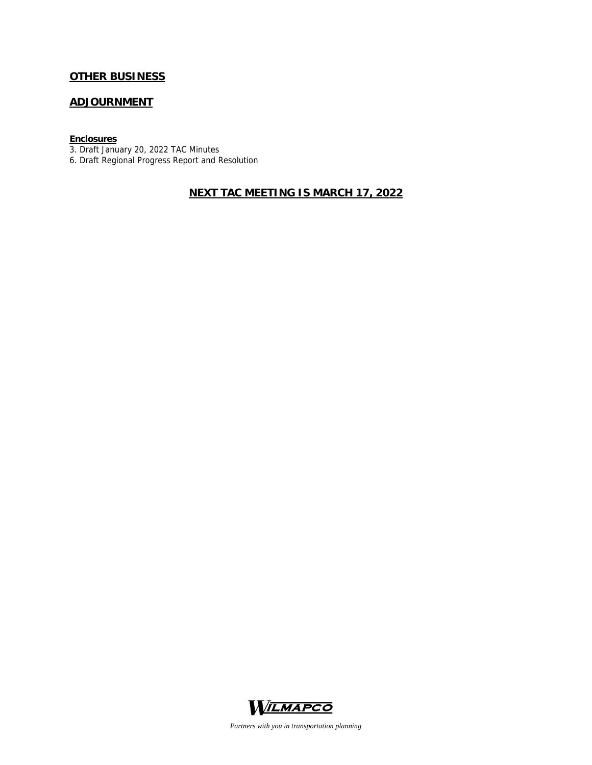## OTHER BUSINESS

## ADJOURNMENT

**Enclosures**

3. Draft January 20, 2022 TAC Minutes
6. Draft Regional Progress Report and Resolution

**NEXT TAC MEETING IS MARCH 17, 2022**

WILMAPCO

*Partners with you in transportation planning*